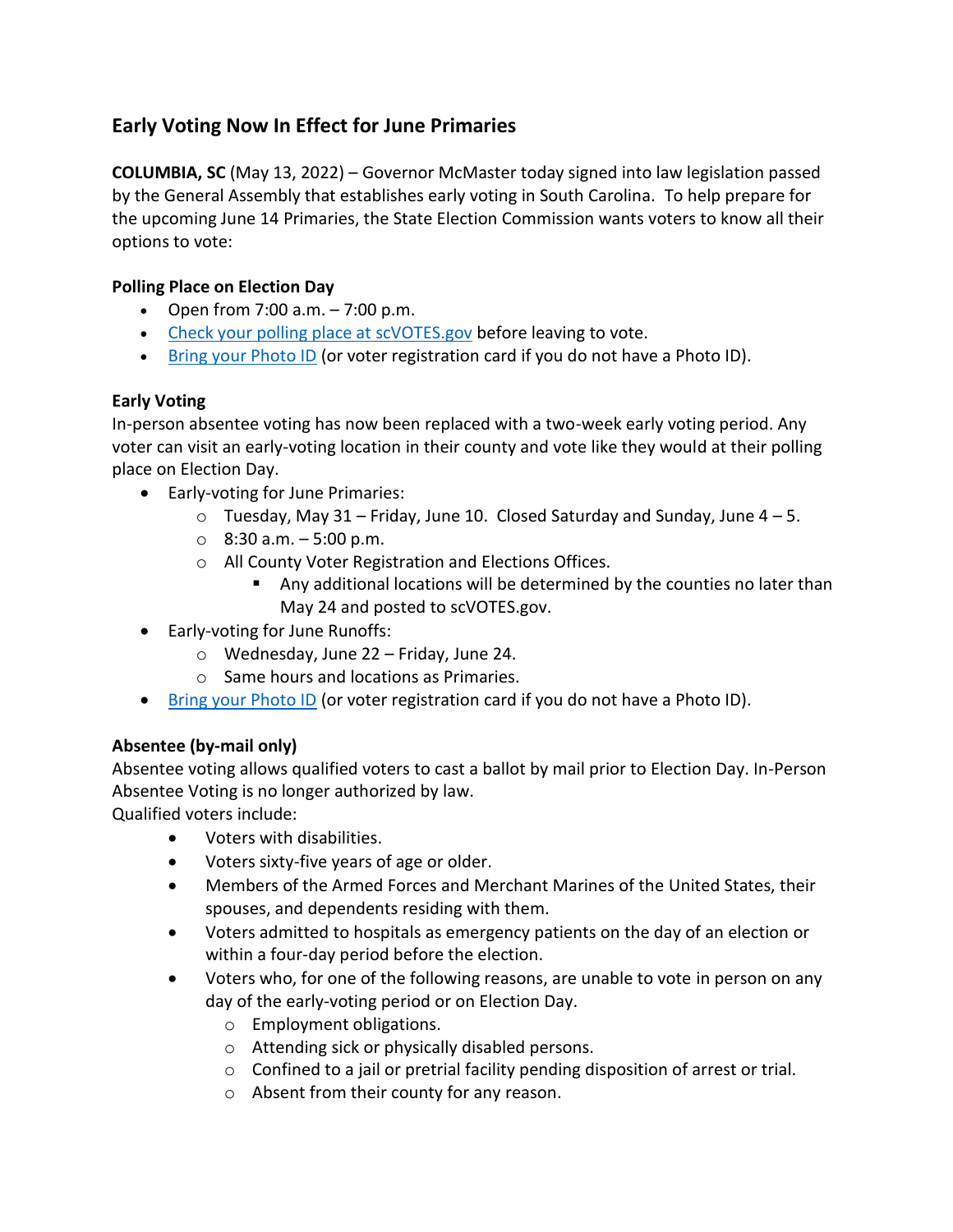## Early Voting Now In Effect for June Primaries

**COLUMBIA, SC** (May 13, 2022) – Governor McMaster today signed into law legislation passed by the General Assembly that establishes early voting in South Carolina. To help prepare for the upcoming June 14 Primaries, the State Election Commission wants voters to know all their options to vote:

**Polling Place on Election Day**

- Open from 7:00 a.m. – 7:00 p.m.
- Check your polling place at scVOTES.gov before leaving to vote.
- Bring your Photo ID (or voter registration card if you do not have a Photo ID).

**Early Voting**

In-person absentee voting has now been replaced with a two-week early voting period. Any voter can visit an early-voting location in their county and vote like they would at their polling place on Election Day.

- Early-voting for June Primaries:
  - Tuesday, May 31 – Friday, June 10. Closed Saturday and Sunday, June 4 – 5.
  - 8:30 a.m. – 5:00 p.m.
  - All County Voter Registration and Elections Offices.
    - Any additional locations will be determined by the counties no later than May 24 and posted to scVOTES.gov.
- Early-voting for June Runoffs:
  - Wednesday, June 22 – Friday, June 24.
  - Same hours and locations as Primaries.
- Bring your Photo ID (or voter registration card if you do not have a Photo ID).

**Absentee (by-mail only)**

Absentee voting allows qualified voters to cast a ballot by mail prior to Election Day. In-Person Absentee Voting is no longer authorized by law.

Qualified voters include:

- Voters with disabilities.
- Voters sixty-five years of age or older.
- Members of the Armed Forces and Merchant Marines of the United States, their spouses, and dependents residing with them.
- Voters admitted to hospitals as emergency patients on the day of an election or within a four-day period before the election.
- Voters who, for one of the following reasons, are unable to vote in person on any day of the early-voting period or on Election Day.
  - Employment obligations.
  - Attending sick or physically disabled persons.
  - Confined to a jail or pretrial facility pending disposition of arrest or trial.
  - Absent from their county for any reason.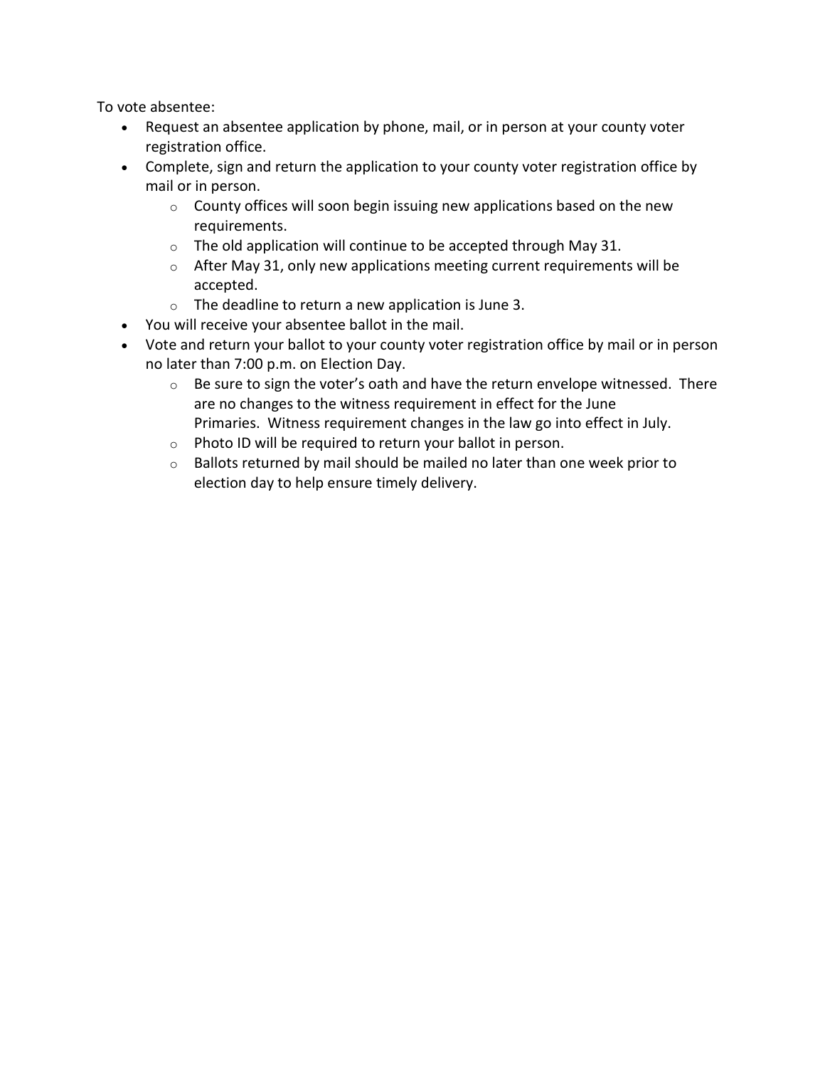To vote absentee:

- Request an absentee application by phone, mail, or in person at your county voter registration office.
- Complete, sign and return the application to your county voter registration office by mail or in person.
  - County offices will soon begin issuing new applications based on the new requirements.
  - The old application will continue to be accepted through May 31.
  - After May 31, only new applications meeting current requirements will be accepted.
  - The deadline to return a new application is June 3.
- You will receive your absentee ballot in the mail.
- Vote and return your ballot to your county voter registration office by mail or in person no later than 7:00 p.m. on Election Day.
  - Be sure to sign the voter's oath and have the return envelope witnessed. There are no changes to the witness requirement in effect for the June Primaries. Witness requirement changes in the law go into effect in July.
  - Photo ID will be required to return your ballot in person.
  - Ballots returned by mail should be mailed no later than one week prior to election day to help ensure timely delivery.